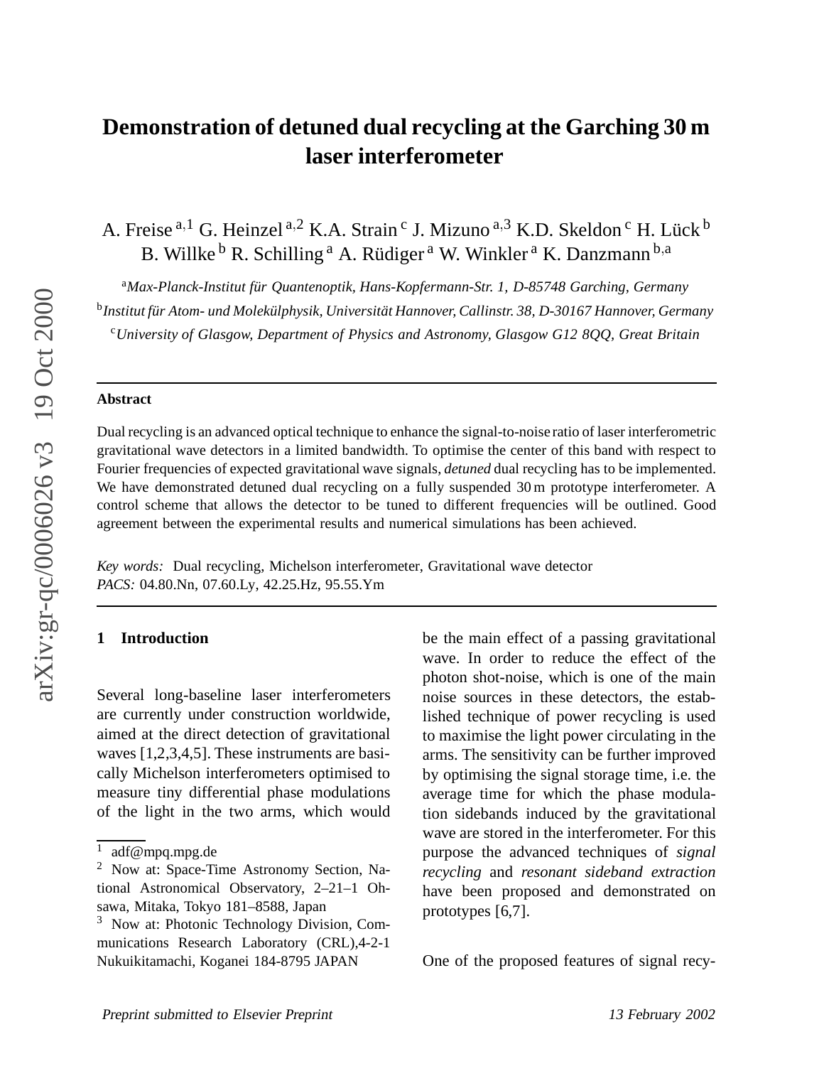# Demonstration of detuned dual recycling at the Garching 30 m laser interferometer

A. Freise [a,1] G. Heinzel [a,2] K.A. Strain [c] J. Mizuno [a,3] K.D. Skeldon [c] H. Lück [b] B. Willke [b] R. Schilling [a] A. Rüdiger [a] W. Winkler [a] K. Danzmann [b,a]

[a] *Max-Planck-Institut für Quantenoptik, Hans-Kopfermann-Str. 1, D-85748 Garching, Germany*

[b] *Institut für Atom- und Molekülphysik, Universität Hannover, Callinstr. 38, D-30167 Hannover, Germany*

[c] *University of Glasgow, Department of Physics and Astronomy, Glasgow G12 8QQ, Great Britain*

---

**Abstract**

Dual recycling is an advanced optical technique to enhance the signal-to-noise ratio of laser interferometric gravitational wave detectors in a limited bandwidth. To optimise the center of this band with respect to Fourier frequencies of expected gravitational wave signals, *detuned* dual recycling has to be implemented. We have demonstrated detuned dual recycling on a fully suspended 30 m prototype interferometer. A control scheme that allows the detector to be tuned to different frequencies will be outlined. Good agreement between the experimental results and numerical simulations has been achieved.

*Key words:* Dual recycling, Michelson interferometer, Gravitational wave detector
*PACS:* 04.80.Nn, 07.60.Ly, 42.25.Hz, 95.55.Ym

---

## 1 Introduction

Several long-baseline laser interferometers are currently under construction worldwide, aimed at the direct detection of gravitational waves [1,2,3,4,5]. These instruments are basically Michelson interferometers optimised to measure tiny differential phase modulations of the light in the two arms, which would be the main effect of a passing gravitational wave. In order to reduce the effect of the photon shot-noise, which is one of the main noise sources in these detectors, the established technique of power recycling is used to maximise the light power circulating in the arms. The sensitivity can be further improved by optimising the signal storage time, i.e. the average time for which the phase modulation sidebands induced by the gravitational wave are stored in the interferometer. For this purpose the advanced techniques of *signal recycling* and *resonant sideband extraction* have been proposed and demonstrated on prototypes [6,7].

One of the proposed features of signal recy-

---

[1] adf@mpq.mpg.de

[2] Now at: Space-Time Astronomy Section, National Astronomical Observatory, 2–21–1 Ohsawa, Mitaka, Tokyo 181–8588, Japan

[3] Now at: Photonic Technology Division, Communications Research Laboratory (CRL),4-2-1 Nukuikitamachi, Koganei 184-8795 JAPAN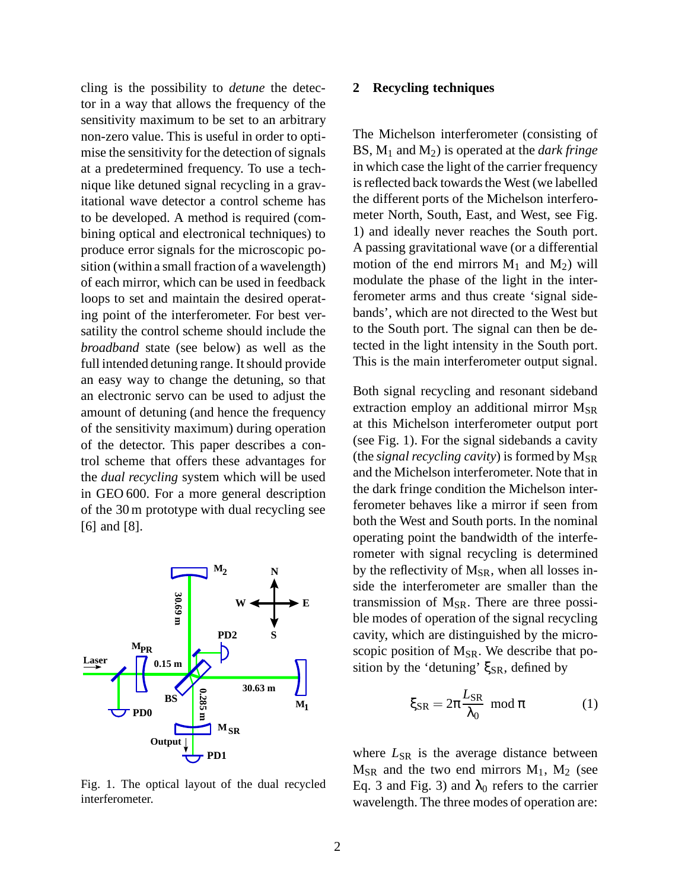cling is the possibility to *detune* the detector in a way that allows the frequency of the sensitivity maximum to be set to an arbitrary non-zero value. This is useful in order to optimise the sensitivity for the detection of signals at a predetermined frequency. To use a technique like detuned signal recycling in a gravitational wave detector a control scheme has to be developed. A method is required (combining optical and electronical techniques) to produce error signals for the microscopic position (within a small fraction of a wavelength) of each mirror, which can be used in feedback loops to set and maintain the desired operating point of the interferometer. For best versatility the control scheme should include the *broadband* state (see below) as well as the full intended detuning range. It should provide an easy way to change the detuning, so that an electronic servo can be used to adjust the amount of detuning (and hence the frequency of the sensitivity maximum) during operation of the detector. This paper describes a control scheme that offers these advantages for the *dual recycling* system which will be used in GEO 600. For a more general description of the 30 m prototype with dual recycling see [6] and [8].

Fig. 1. The optical layout of the dual recycled interferometer.

## 2 Recycling techniques

The Michelson interferometer (consisting of BS, $M_1$ and $M_2$) is operated at the *dark fringe* in which case the light of the carrier frequency is reflected back towards the West (we labelled the different ports of the Michelson interferometer North, South, East, and West, see Fig. 1) and ideally never reaches the South port. A passing gravitational wave (or a differential motion of the end mirrors $M_1$ and $M_2$) will modulate the phase of the light in the interferometer arms and thus create 'signal sidebands', which are not directed to the West but to the South port. The signal can then be detected in the light intensity in the South port. This is the main interferometer output signal.

Both signal recycling and resonant sideband extraction employ an additional mirror $M_{SR}$ at this Michelson interferometer output port (see Fig. 1). For the signal sidebands a cavity (the *signal recycling cavity*) is formed by $M_{SR}$ and the Michelson interferometer. Note that in the dark fringe condition the Michelson interferometer behaves like a mirror if seen from both the West and South ports. In the nominal operating point the bandwidth of the interferometer with signal recycling is determined by the reflectivity of $M_{SR}$, when all losses inside the interferometer are smaller than the transmission of $M_{SR}$. There are three possible modes of operation of the signal recycling cavity, which are distinguished by the microscopic position of $M_{SR}$. We describe that position by the 'detuning' $\xi_{SR}$, defined by

$$\xi_{SR} = 2\pi \frac{L_{SR}}{\lambda_0} \mod \pi \tag{1}$$

where $L_{SR}$ is the average distance between $M_{SR}$ and the two end mirrors $M_1$, $M_2$ (see Eq. 3 and Fig. 3) and $\lambda_0$ refers to the carrier wavelength. The three modes of operation are: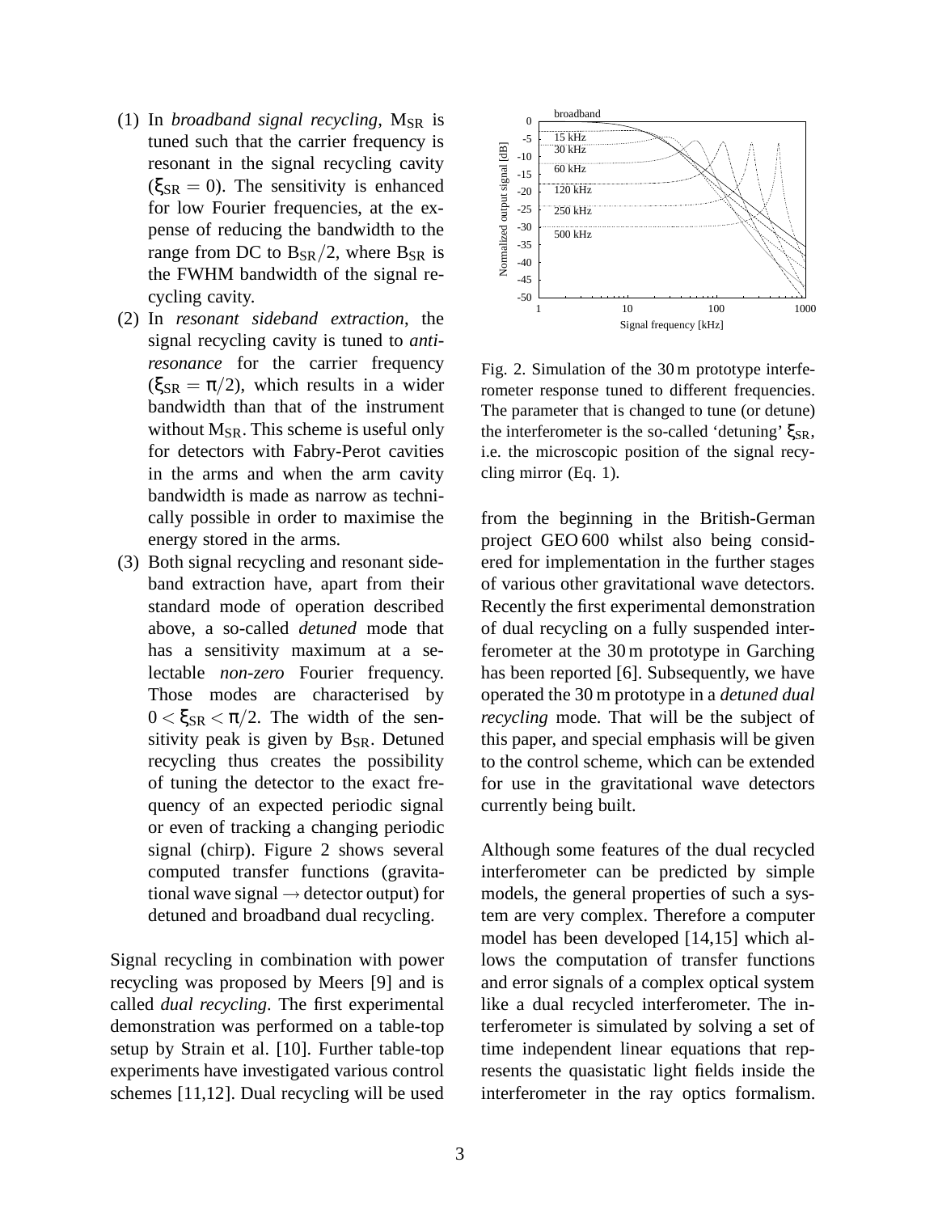(1) In *broadband signal recycling*, $M_{SR}$ is tuned such that the carrier frequency is resonant in the signal recycling cavity ($\xi_{SR} = 0$). The sensitivity is enhanced for low Fourier frequencies, at the expense of reducing the bandwidth to the range from DC to $B_{SR}/2$, where $B_{SR}$ is the FWHM bandwidth of the signal recycling cavity.

(2) In *resonant sideband extraction*, the signal recycling cavity is tuned to *anti-resonance* for the carrier frequency ($\xi_{SR} = \pi/2$), which results in a wider bandwidth than that of the instrument without $M_{SR}$. This scheme is useful only for detectors with Fabry-Perot cavities in the arms and when the arm cavity bandwidth is made as narrow as technically possible in order to maximise the energy stored in the arms.

(3) Both signal recycling and resonant sideband extraction have, apart from their standard mode of operation described above, a so-called *detuned* mode that has a sensitivity maximum at a selectable *non-zero* Fourier frequency. Those modes are characterised by $0 < \xi_{SR} < \pi/2$. The width of the sensitivity peak is given by $B_{SR}$. Detuned recycling thus creates the possibility of tuning the detector to the exact frequency of an expected periodic signal or even of tracking a changing periodic signal (chirp). Figure 2 shows several computed transfer functions (gravitational wave signal $\rightarrow$ detector output) for detuned and broadband dual recycling.

Fig. 2. Simulation of the 30 m prototype interferometer response tuned to different frequencies. The parameter that is changed to tune (or detune) the interferometer is the so-called 'detuning' $\xi_{SR}$, i.e. the microscopic position of the signal recycling mirror (Eq. 1).

Signal recycling in combination with power recycling was proposed by Meers [9] and is called *dual recycling*. The first experimental demonstration was performed on a table-top setup by Strain et al. [10]. Further table-top experiments have investigated various control schemes [11,12]. Dual recycling will be used from the beginning in the British-German project GEO 600 whilst also being considered for implementation in the further stages of various other gravitational wave detectors. Recently the first experimental demonstration of dual recycling on a fully suspended interferometer at the 30 m prototype in Garching has been reported [6]. Subsequently, we have operated the 30 m prototype in a *detuned dual recycling* mode. That will be the subject of this paper, and special emphasis will be given to the control scheme, which can be extended for use in the gravitational wave detectors currently being built.

Although some features of the dual recycled interferometer can be predicted by simple models, the general properties of such a system are very complex. Therefore a computer model has been developed [14,15] which allows the computation of transfer functions and error signals of a complex optical system like a dual recycled interferometer. The interferometer is simulated by solving a set of time independent linear equations that represents the quasistatic light fields inside the interferometer in the ray optics formalism.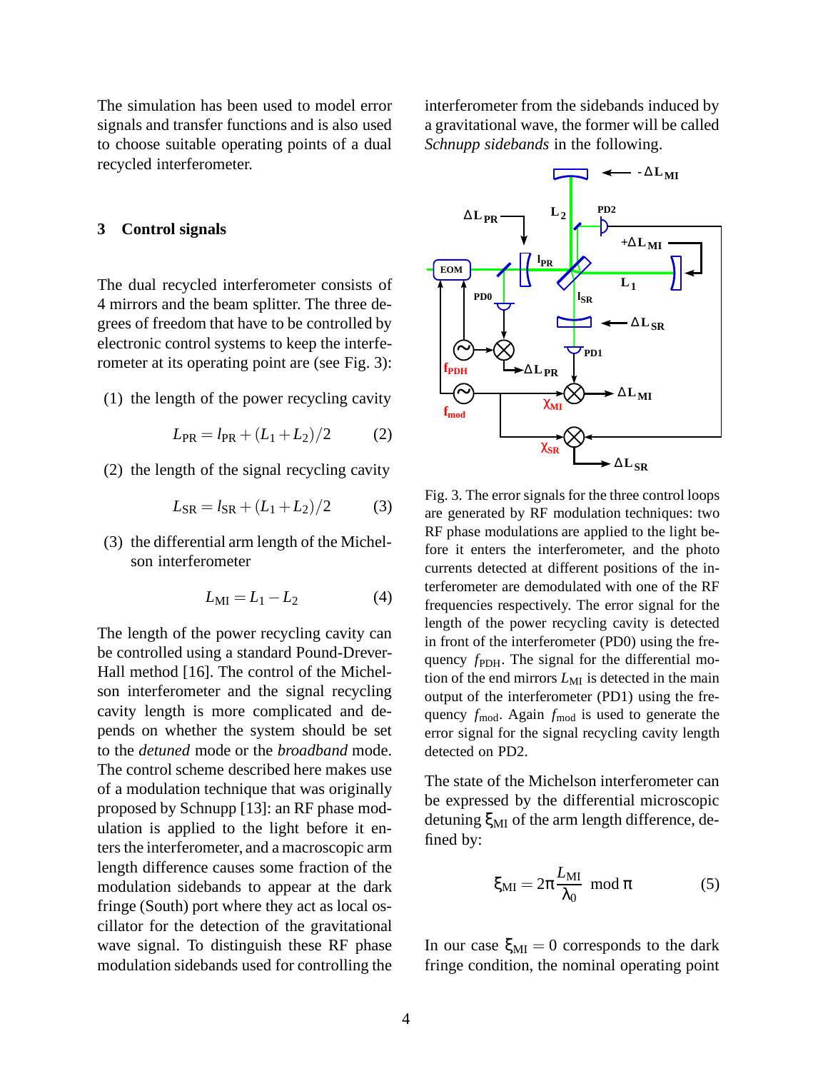The simulation has been used to model error signals and transfer functions and is also used to choose suitable operating points of a dual recycled interferometer.

## 3 Control signals

The dual recycled interferometer consists of 4 mirrors and the beam splitter. The three degrees of freedom that have to be controlled by electronic control systems to keep the interferometer at its operating point are (see Fig. 3):

(1) the length of the power recycling cavity

$$L_{\rm PR} = l_{\rm PR} + (L_1 + L_2)/2 \qquad (2)$$

(2) the length of the signal recycling cavity

$$L_{\rm SR} = l_{\rm SR} + (L_1 + L_2)/2 \qquad (3)$$

(3) the differential arm length of the Michelson interferometer

$$L_{\rm MI} = L_1 - L_2 \qquad (4)$$

The length of the power recycling cavity can be controlled using a standard Pound-Drever-Hall method [16]. The control of the Michelson interferometer and the signal recycling cavity length is more complicated and depends on whether the system should be set to the *detuned* mode or the *broadband* mode. The control scheme described here makes use of a modulation technique that was originally proposed by Schnupp [13]: an RF phase modulation is applied to the light before it enters the interferometer, and a macroscopic arm length difference causes some fraction of the modulation sidebands to appear at the dark fringe (South) port where they act as local oscillator for the detection of the gravitational wave signal. To distinguish these RF phase modulation sidebands used for controlling the interferometer from the sidebands induced by a gravitational wave, the former will be called *Schnupp sidebands* in the following.

Fig. 3. The error signals for the three control loops are generated by RF modulation techniques: two RF phase modulations are applied to the light before it enters the interferometer, and the photo currents detected at different positions of the interferometer are demodulated with one of the RF frequencies respectively. The error signal for the length of the power recycling cavity is detected in front of the interferometer (PD0) using the frequency $f_{\rm PDH}$. The signal for the differential motion of the end mirrors $L_{\rm MI}$ is detected in the main output of the interferometer (PD1) using the frequency $f_{\rm mod}$. Again $f_{\rm mod}$ is used to generate the error signal for the signal recycling cavity length detected on PD2.

The state of the Michelson interferometer can be expressed by the differential microscopic detuning $\xi_{\rm MI}$ of the arm length difference, defined by:

$$\xi_{\rm MI} = 2\pi \frac{L_{\rm MI}}{\lambda_0} \mod \pi \qquad (5)$$

In our case $\xi_{\rm MI} = 0$ corresponds to the dark fringe condition, the nominal operating point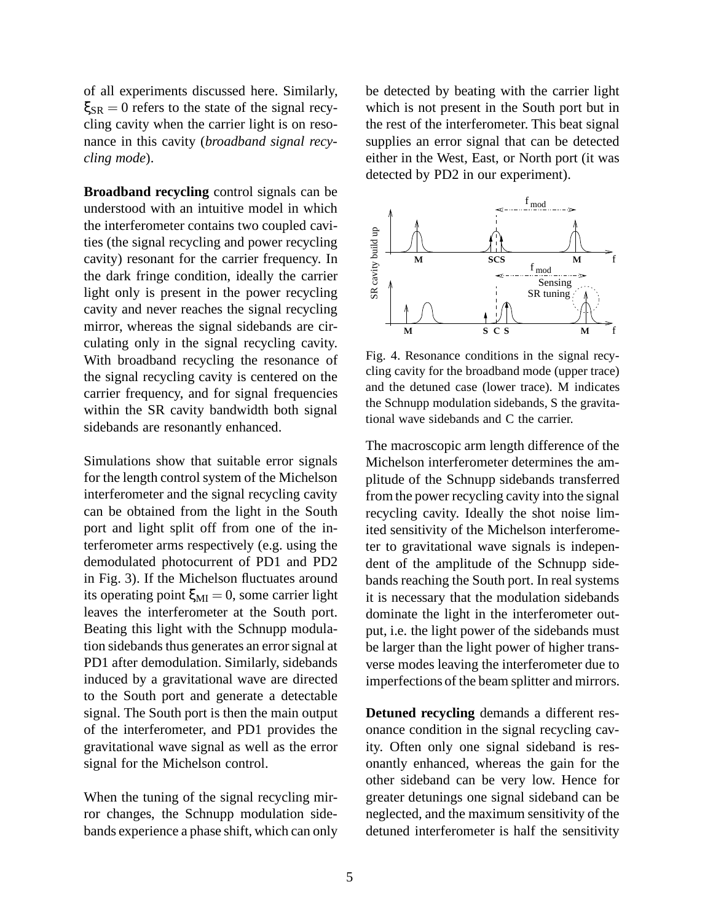of all experiments discussed here. Similarly, $\xi_{SR} = 0$ refers to the state of the signal recycling cavity when the carrier light is on resonance in this cavity (*broadband signal recycling mode*).

**Broadband recycling** control signals can be understood with an intuitive model in which the interferometer contains two coupled cavities (the signal recycling and power recycling cavity) resonant for the carrier frequency. In the dark fringe condition, ideally the carrier light only is present in the power recycling cavity and never reaches the signal recycling mirror, whereas the signal sidebands are circulating only in the signal recycling cavity. With broadband recycling the resonance of the signal recycling cavity is centered on the carrier frequency, and for signal frequencies within the SR cavity bandwidth both signal sidebands are resonantly enhanced.

Simulations show that suitable error signals for the length control system of the Michelson interferometer and the signal recycling cavity can be obtained from the light in the South port and light split off from one of the interferometer arms respectively (e.g. using the demodulated photocurrent of PD1 and PD2 in Fig. 3). If the Michelson fluctuates around its operating point $\xi_{MI} = 0$, some carrier light leaves the interferometer at the South port. Beating this light with the Schnupp modulation sidebands thus generates an error signal at PD1 after demodulation. Similarly, sidebands induced by a gravitational wave are directed to the South port and generate a detectable signal. The South port is then the main output of the interferometer, and PD1 provides the gravitational wave signal as well as the error signal for the Michelson control.

When the tuning of the signal recycling mirror changes, the Schnupp modulation sidebands experience a phase shift, which can only be detected by beating with the carrier light which is not present in the South port but in the rest of the interferometer. This beat signal supplies an error signal that can be detected either in the West, East, or North port (it was detected by PD2 in our experiment).

Fig. 4. Resonance conditions in the signal recycling cavity for the broadband mode (upper trace) and the detuned case (lower trace). M indicates the Schnupp modulation sidebands, S the gravitational wave sidebands and C the carrier.

The macroscopic arm length difference of the Michelson interferometer determines the amplitude of the Schnupp sidebands transferred from the power recycling cavity into the signal recycling cavity. Ideally the shot noise limited sensitivity of the Michelson interferometer to gravitational wave signals is independent of the amplitude of the Schnupp sidebands reaching the South port. In real systems it is necessary that the modulation sidebands dominate the light in the interferometer output, i.e. the light power of the sidebands must be larger than the light power of higher transverse modes leaving the interferometer due to imperfections of the beam splitter and mirrors.

**Detuned recycling** demands a different resonance condition in the signal recycling cavity. Often only one signal sideband is resonantly enhanced, whereas the gain for the other sideband can be very low. Hence for greater detunings one signal sideband can be neglected, and the maximum sensitivity of the detuned interferometer is half the sensitivity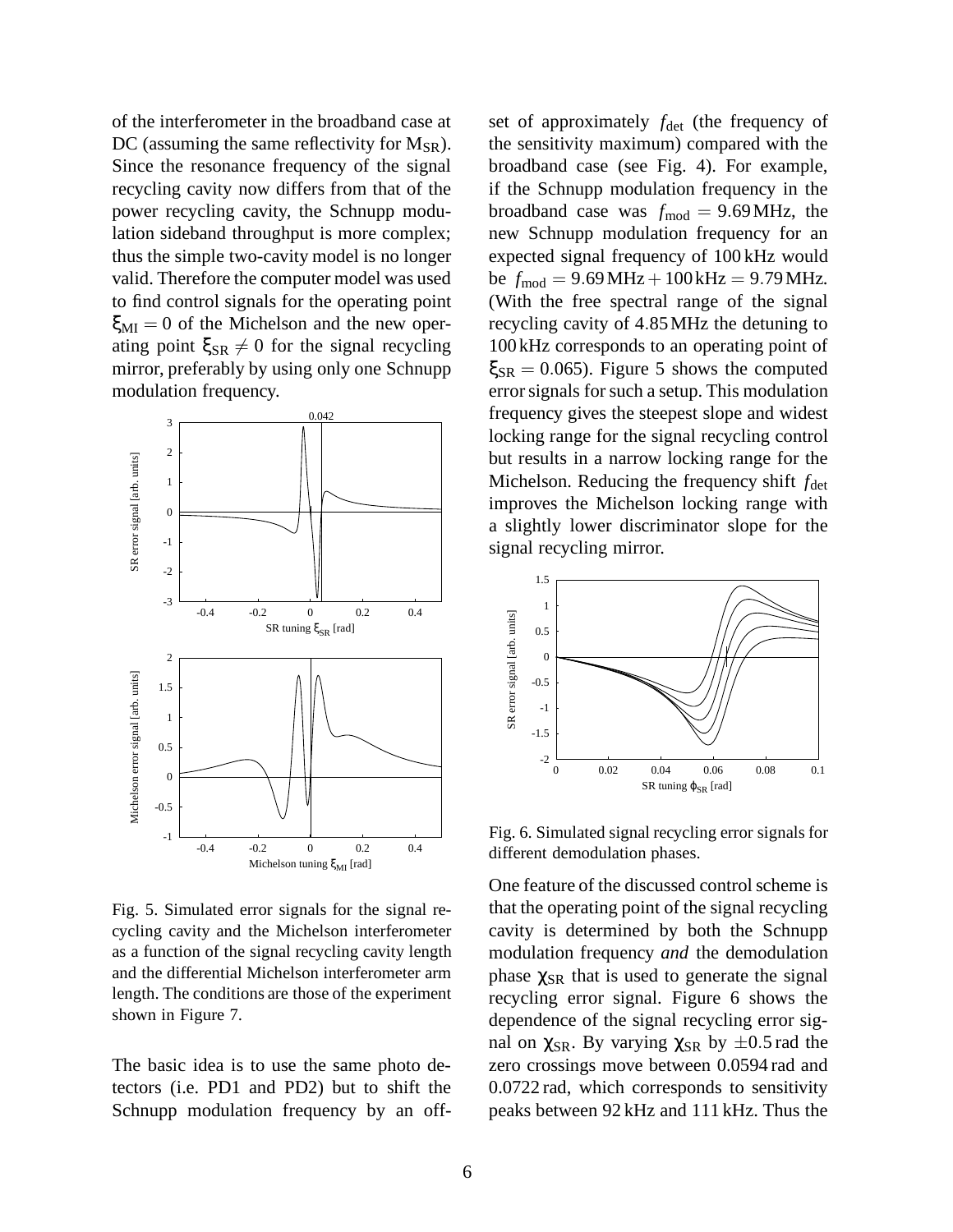of the interferometer in the broadband case at DC (assuming the same reflectivity for $M_{SR}$). Since the resonance frequency of the signal recycling cavity now differs from that of the power recycling cavity, the Schnupp modulation sideband throughput is more complex; thus the simple two-cavity model is no longer valid. Therefore the computer model was used to find control signals for the operating point $\xi_{MI} = 0$ of the Michelson and the new operating point $\xi_{SR} \neq 0$ for the signal recycling mirror, preferably by using only one Schnupp modulation frequency.

Fig. 5. Simulated error signals for the signal recycling cavity and the Michelson interferometer as a function of the signal recycling cavity length and the differential Michelson interferometer arm length. The conditions are those of the experiment shown in Figure 7.

The basic idea is to use the same photo detectors (i.e. PD1 and PD2) but to shift the Schnupp modulation frequency by an offset of approximately $f_{\text{det}}$ (the frequency of the sensitivity maximum) compared with the broadband case (see Fig. 4). For example, if the Schnupp modulation frequency in the broadband case was $f_{\text{mod}} = 9.69\,\text{MHz}$, the new Schnupp modulation frequency for an expected signal frequency of 100 kHz would be $f_{\text{mod}} = 9.69\,\text{MHz} + 100\,\text{kHz} = 9.79\,\text{MHz}$. (With the free spectral range of the signal recycling cavity of 4.85 MHz the detuning to 100 kHz corresponds to an operating point of $\xi_{SR} = 0.065$). Figure 5 shows the computed error signals for such a setup. This modulation frequency gives the steepest slope and widest locking range for the signal recycling control but results in a narrow locking range for the Michelson. Reducing the frequency shift $f_{\text{det}}$ improves the Michelson locking range with a slightly lower discriminator slope for the signal recycling mirror.

Fig. 6. Simulated signal recycling error signals for different demodulation phases.

One feature of the discussed control scheme is that the operating point of the signal recycling cavity is determined by both the Schnupp modulation frequency *and* the demodulation phase $\chi_{SR}$ that is used to generate the signal recycling error signal. Figure 6 shows the dependence of the signal recycling error signal on $\chi_{SR}$. By varying $\chi_{SR}$ by $\pm 0.5$ rad the zero crossings move between 0.0594 rad and 0.0722 rad, which corresponds to sensitivity peaks between 92 kHz and 111 kHz. Thus the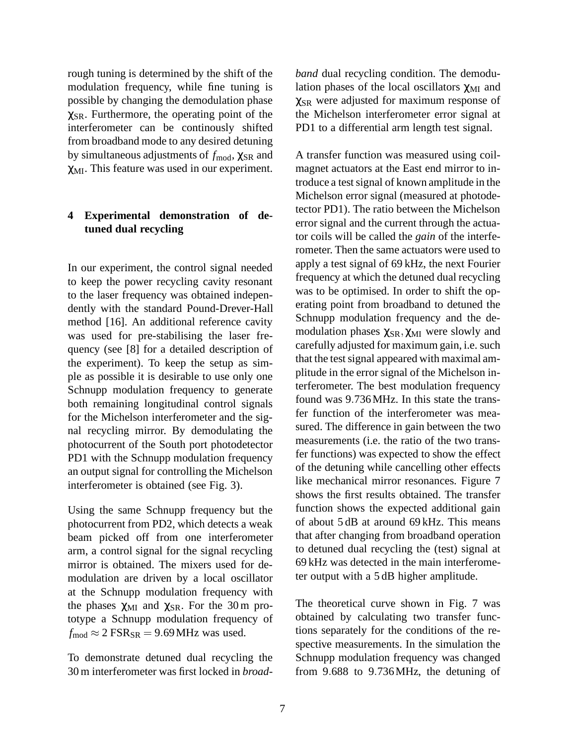rough tuning is determined by the shift of the modulation frequency, while fine tuning is possible by changing the demodulation phase $\chi_{SR}$. Furthermore, the operating point of the interferometer can be continously shifted from broadband mode to any desired detuning by simultaneous adjustments of $f_{mod}$, $\chi_{SR}$ and $\chi_{MI}$. This feature was used in our experiment.

## 4 Experimental demonstration of detuned dual recycling

In our experiment, the control signal needed to keep the power recycling cavity resonant to the laser frequency was obtained independently with the standard Pound-Drever-Hall method [16]. An additional reference cavity was used for pre-stabilising the laser frequency (see [8] for a detailed description of the experiment). To keep the setup as simple as possible it is desirable to use only one Schnupp modulation frequency to generate both remaining longitudinal control signals for the Michelson interferometer and the signal recycling mirror. By demodulating the photocurrent of the South port photodetector PD1 with the Schnupp modulation frequency an output signal for controlling the Michelson interferometer is obtained (see Fig. 3).

Using the same Schnupp frequency but the photocurrent from PD2, which detects a weak beam picked off from one interferometer arm, a control signal for the signal recycling mirror is obtained. The mixers used for demodulation are driven by a local oscillator at the Schnupp modulation frequency with the phases $\chi_{MI}$ and $\chi_{SR}$. For the 30 m prototype a Schnupp modulation frequency of $f_{mod} \approx 2\,\mathrm{FSR}_{SR} = 9.69\,\mathrm{MHz}$ was used.

To demonstrate detuned dual recycling the 30 m interferometer was first locked in *broadband* dual recycling condition. The demodulation phases of the local oscillators $\chi_{MI}$ and $\chi_{SR}$ were adjusted for maximum response of the Michelson interferometer error signal at PD1 to a differential arm length test signal.

A transfer function was measured using coil-magnet actuators at the East end mirror to introduce a test signal of known amplitude in the Michelson error signal (measured at photodetector PD1). The ratio between the Michelson error signal and the current through the actuator coils will be called the *gain* of the interferometer. Then the same actuators were used to apply a test signal of 69 kHz, the next Fourier frequency at which the detuned dual recycling was to be optimised. In order to shift the operating point from broadband to detuned the Schnupp modulation frequency and the demodulation phases $\chi_{SR}, \chi_{MI}$ were slowly and carefully adjusted for maximum gain, i.e. such that the test signal appeared with maximal amplitude in the error signal of the Michelson interferometer. The best modulation frequency found was 9.736 MHz. In this state the transfer function of the interferometer was measured. The difference in gain between the two measurements (i.e. the ratio of the two transfer functions) was expected to show the effect of the detuning while cancelling other effects like mechanical mirror resonances. Figure 7 shows the first results obtained. The transfer function shows the expected additional gain of about 5 dB at around 69 kHz. This means that after changing from broadband operation to detuned dual recycling the (test) signal at 69 kHz was detected in the main interferometer output with a 5 dB higher amplitude.

The theoretical curve shown in Fig. 7 was obtained by calculating two transfer functions separately for the conditions of the respective measurements. In the simulation the Schnupp modulation frequency was changed from 9.688 to 9.736 MHz, the detuning of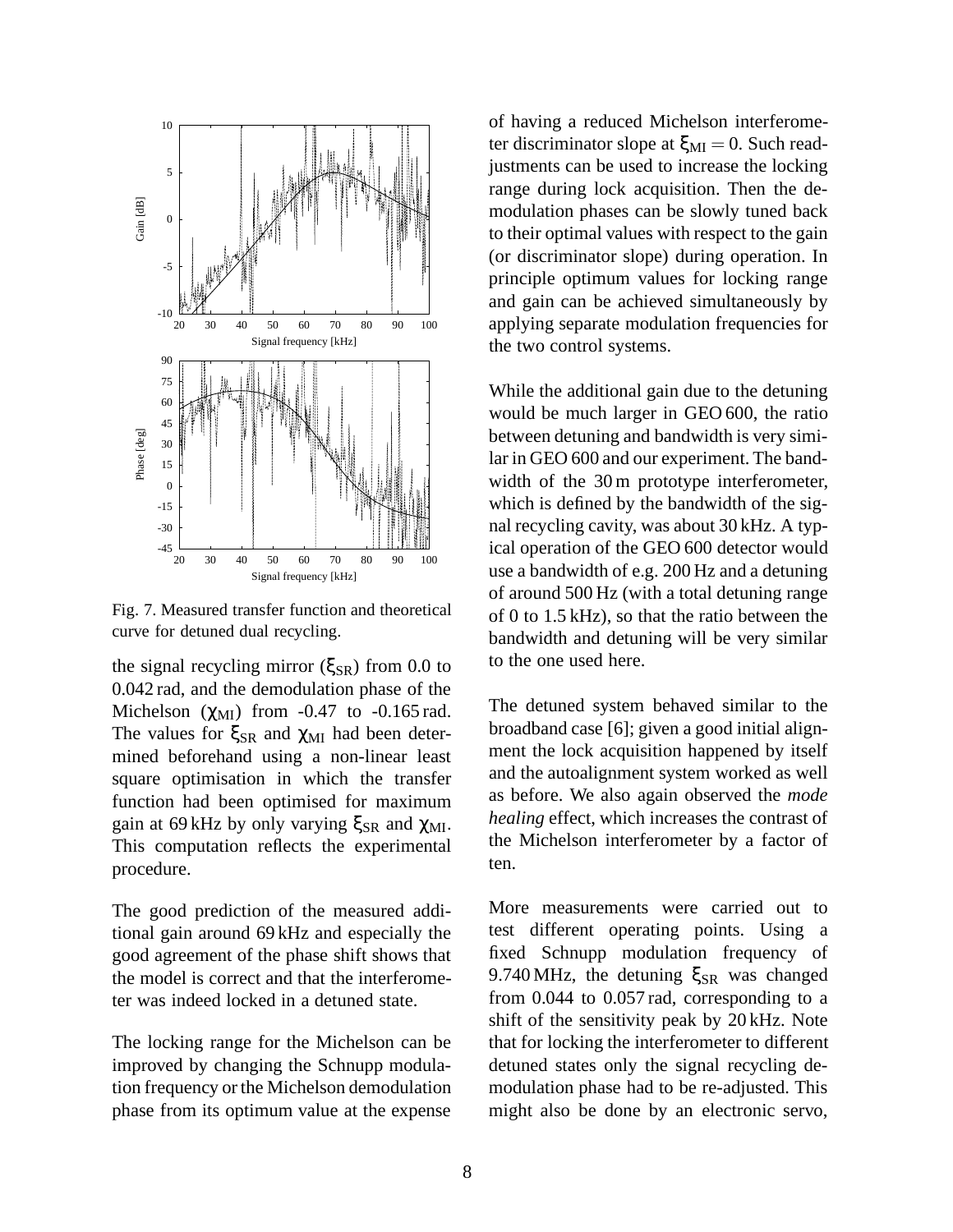Fig. 7. Measured transfer function and theoretical curve for detuned dual recycling.

the signal recycling mirror ($\xi_{SR}$) from 0.0 to 0.042 rad, and the demodulation phase of the Michelson ($\chi_{MI}$) from -0.47 to -0.165 rad. The values for $\xi_{SR}$ and $\chi_{MI}$ had been determined beforehand using a non-linear least square optimisation in which the transfer function had been optimised for maximum gain at 69 kHz by only varying $\xi_{SR}$ and $\chi_{MI}$. This computation reflects the experimental procedure.

The good prediction of the measured additional gain around 69 kHz and especially the good agreement of the phase shift shows that the model is correct and that the interferometer was indeed locked in a detuned state.

The locking range for the Michelson can be improved by changing the Schnupp modulation frequency or the Michelson demodulation phase from its optimum value at the expense of having a reduced Michelson interferometer discriminator slope at $\xi_{MI} = 0$. Such readjustments can be used to increase the locking range during lock acquisition. Then the demodulation phases can be slowly tuned back to their optimal values with respect to the gain (or discriminator slope) during operation. In principle optimum values for locking range and gain can be achieved simultaneously by applying separate modulation frequencies for the two control systems.

While the additional gain due to the detuning would be much larger in GEO 600, the ratio between detuning and bandwidth is very similar in GEO 600 and our experiment. The bandwidth of the 30 m prototype interferometer, which is defined by the bandwidth of the signal recycling cavity, was about 30 kHz. A typical operation of the GEO 600 detector would use a bandwidth of e.g. 200 Hz and a detuning of around 500 Hz (with a total detuning range of 0 to 1.5 kHz), so that the ratio between the bandwidth and detuning will be very similar to the one used here.

The detuned system behaved similar to the broadband case [6]; given a good initial alignment the lock acquisition happened by itself and the autoalignment system worked as well as before. We also again observed the *mode healing* effect, which increases the contrast of the Michelson interferometer by a factor of ten.

More measurements were carried out to test different operating points. Using a fixed Schnupp modulation frequency of 9.740 MHz, the detuning $\xi_{SR}$ was changed from 0.044 to 0.057 rad, corresponding to a shift of the sensitivity peak by 20 kHz. Note that for locking the interferometer to different detuned states only the signal recycling demodulation phase had to be re-adjusted. This might also be done by an electronic servo,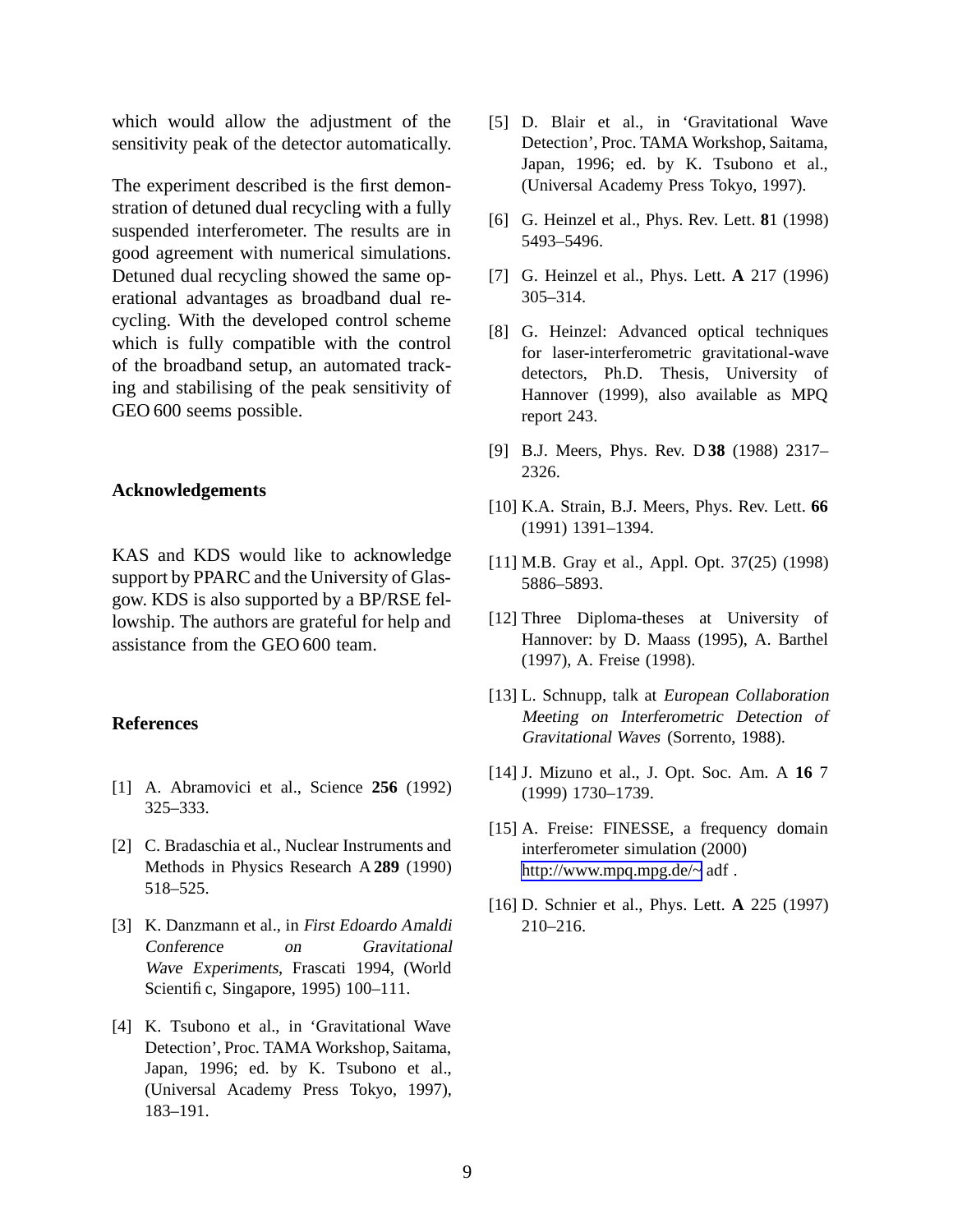which would allow the adjustment of the sensitivity peak of the detector automatically.

The experiment described is the first demonstration of detuned dual recycling with a fully suspended interferometer. The results are in good agreement with numerical simulations. Detuned dual recycling showed the same operational advantages as broadband dual recycling. With the developed control scheme which is fully compatible with the control of the broadband setup, an automated tracking and stabilising of the peak sensitivity of GEO 600 seems possible.

## Acknowledgements

KAS and KDS would like to acknowledge support by PPARC and the University of Glasgow. KDS is also supported by a BP/RSE fellowship. The authors are grateful for help and assistance from the GEO 600 team.

## References

[1] A. Abramovici et al., Science **256** (1992) 325–333.

[2] C. Bradaschia et al., Nuclear Instruments and Methods in Physics Research A **289** (1990) 518–525.

[3] K. Danzmann et al., in *First Edoardo Amaldi Conference on Gravitational Wave Experiments*, Frascati 1994, (World Scientific, Singapore, 1995) 100–111.

[4] K. Tsubono et al., in 'Gravitational Wave Detection', Proc. TAMA Workshop, Saitama, Japan, 1996; ed. by K. Tsubono et al., (Universal Academy Press Tokyo, 1997), 183–191.

[5] D. Blair et al., in 'Gravitational Wave Detection', Proc. TAMA Workshop, Saitama, Japan, 1996; ed. by K. Tsubono et al., (Universal Academy Press Tokyo, 1997).

[6] G. Heinzel et al., Phys. Rev. Lett. **8**1 (1998) 5493–5496.

[7] G. Heinzel et al., Phys. Lett. **A** 217 (1996) 305–314.

[8] G. Heinzel: Advanced optical techniques for laser-interferometric gravitational-wave detectors, Ph.D. Thesis, University of Hannover (1999), also available as MPQ report 243.

[9] B.J. Meers, Phys. Rev. D **38** (1988) 2317–2326.

[10] K.A. Strain, B.J. Meers, Phys. Rev. Lett. **66** (1991) 1391–1394.

[11] M.B. Gray et al., Appl. Opt. 37(25) (1998) 5886–5893.

[12] Three Diploma-theses at University of Hannover: by D. Maass (1995), A. Barthel (1997), A. Freise (1998).

[13] L. Schnupp, talk at *European Collaboration Meeting on Interferometric Detection of Gravitational Waves* (Sorrento, 1988).

[14] J. Mizuno et al., J. Opt. Soc. Am. A **16** 7 (1999) 1730–1739.

[15] A. Freise: FINESSE, a frequency domain interferometer simulation (2000) http://www.mpq.mpg.de/~ adf .

[16] D. Schnier et al., Phys. Lett. **A** 225 (1997) 210–216.